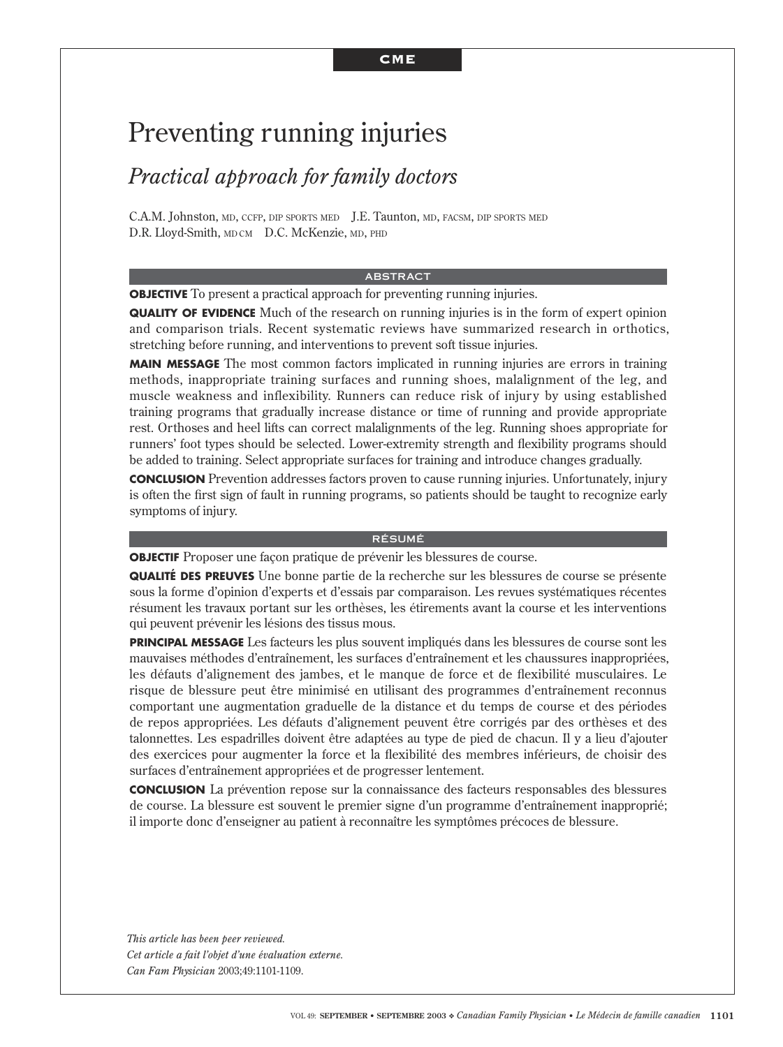CME

# Preventing running injuries

## *Practical approach for family doctors*

C.A.M. Johnston, MD, CCFP, DIP SPORTS MED J.E. Taunton, MD, FACSM, DIP SPORTS MED
D.R. Lloyd-Smith, MD CM D.C. McKenzie, MD, PHD

### ABSTRACT

**OBJECTIVE** To present a practical approach for preventing running injuries.

**QUALITY OF EVIDENCE** Much of the research on running injuries is in the form of expert opinion and comparison trials. Recent systematic reviews have summarized research in orthotics, stretching before running, and interventions to prevent soft tissue injuries.

**MAIN MESSAGE** The most common factors implicated in running injuries are errors in training methods, inappropriate training surfaces and running shoes, malalignment of the leg, and muscle weakness and inflexibility. Runners can reduce risk of injury by using established training programs that gradually increase distance or time of running and provide appropriate rest. Orthoses and heel lifts can correct malalignments of the leg. Running shoes appropriate for runners' foot types should be selected. Lower-extremity strength and flexibility programs should be added to training. Select appropriate surfaces for training and introduce changes gradually.

**CONCLUSION** Prevention addresses factors proven to cause running injuries. Unfortunately, injury is often the first sign of fault in running programs, so patients should be taught to recognize early symptoms of injury.

### RÉSUMÉ

**OBJECTIF** Proposer une façon pratique de prévenir les blessures de course.

**QUALITÉ DES PREUVES** Une bonne partie de la recherche sur les blessures de course se présente sous la forme d'opinion d'experts et d'essais par comparaison. Les revues systématiques récentes résument les travaux portant sur les orthèses, les étirements avant la course et les interventions qui peuvent prévenir les lésions des tissus mous.

**PRINCIPAL MESSAGE** Les facteurs les plus souvent impliqués dans les blessures de course sont les mauvaises méthodes d'entraînement, les surfaces d'entraînement et les chaussures inappropriées, les défauts d'alignement des jambes, et le manque de force et de flexibilité musculaires. Le risque de blessure peut être minimisé en utilisant des programmes d'entraînement reconnus comportant une augmentation graduelle de la distance et du temps de course et des périodes de repos appropriées. Les défauts d'alignement peuvent être corrigés par des orthèses et des talonnettes. Les espadrilles doivent être adaptées au type de pied de chacun. Il y a lieu d'ajouter des exercices pour augmenter la force et la flexibilité des membres inférieurs, de choisir des surfaces d'entraînement appropriées et de progresser lentement.

**CONCLUSION** La prévention repose sur la connaissance des facteurs responsables des blessures de course. La blessure est souvent le premier signe d'un programme d'entraînement inapproprié; il importe donc d'enseigner au patient à reconnaître les symptômes précoces de blessure.

*This article has been peer reviewed.*
*Cet article a fait l'objet d'une évaluation externe.*
*Can Fam Physician* 2003;49:1101-1109.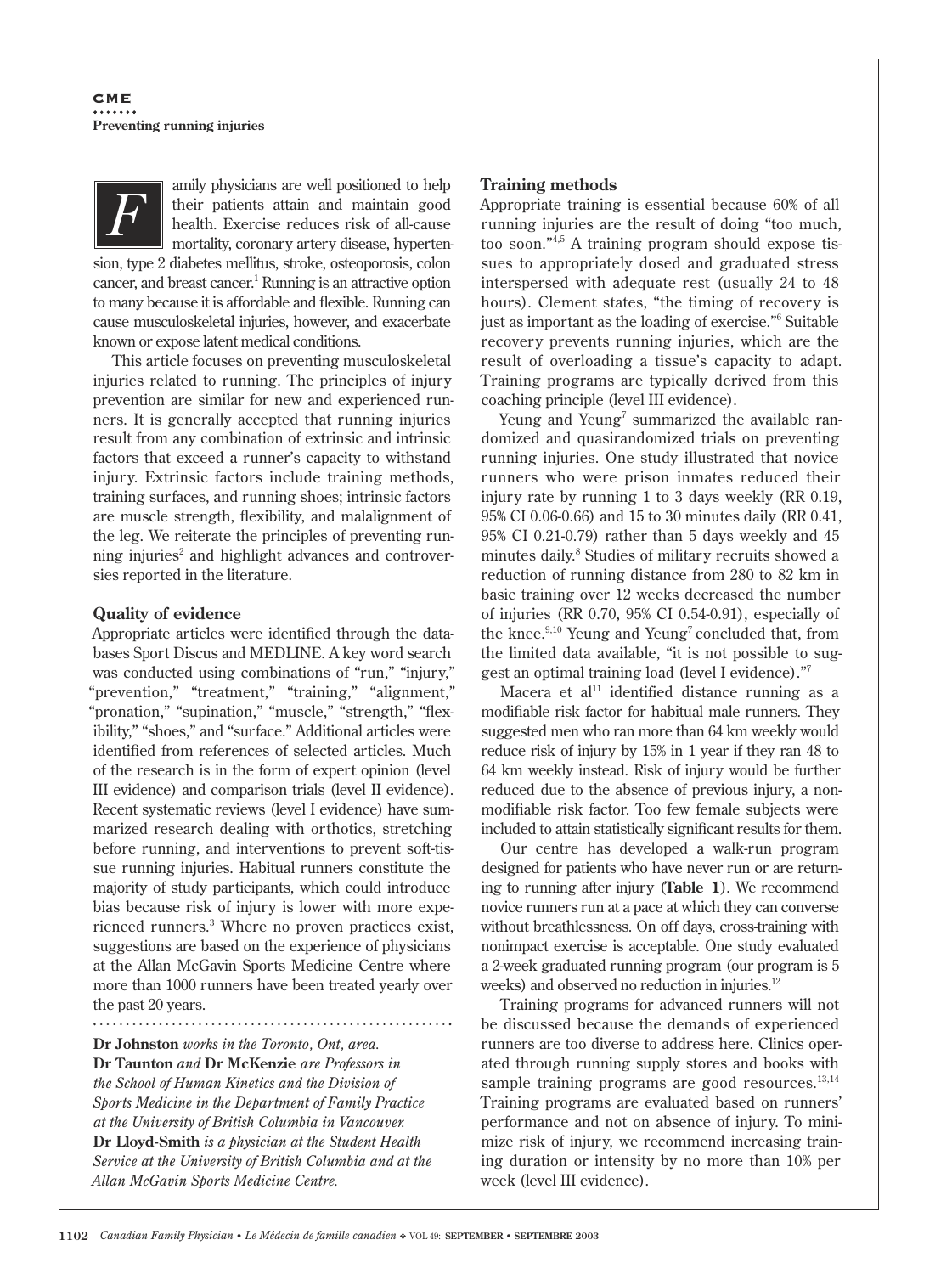Family physicians are well positioned to help their patients attain and maintain good health. Exercise reduces risk of all-cause mortality, coronary artery disease, hypertension, type 2 diabetes mellitus, stroke, osteoporosis, colon cancer, and breast cancer.[1] Running is an attractive option to many because it is affordable and flexible. Running can cause musculoskeletal injuries, however, and exacerbate known or expose latent medical conditions.

This article focuses on preventing musculoskeletal injuries related to running. The principles of injury prevention are similar for new and experienced runners. It is generally accepted that running injuries result from any combination of extrinsic and intrinsic factors that exceed a runner's capacity to withstand injury. Extrinsic factors include training methods, training surfaces, and running shoes; intrinsic factors are muscle strength, flexibility, and malalignment of the leg. We reiterate the principles of preventing running injuries[2] and highlight advances and controversies reported in the literature.

### Quality of evidence

Appropriate articles were identified through the databases Sport Discus and MEDLINE. A key word search was conducted using combinations of "run," "injury," "prevention," "treatment," "training," "alignment," "pronation," "supination," "muscle," "strength," "flexibility," "shoes," and "surface." Additional articles were identified from references of selected articles. Much of the research is in the form of expert opinion (level III evidence) and comparison trials (level II evidence). Recent systematic reviews (level I evidence) have summarized research dealing with orthotics, stretching before running, and interventions to prevent soft-tissue running injuries. Habitual runners constitute the majority of study participants, which could introduce bias because risk of injury is lower with more experienced runners.[3] Where no proven practices exist, suggestions are based on the experience of physicians at the Allan McGavin Sports Medicine Centre where more than 1000 runners have been treated yearly over the past 20 years.

**Dr Johnston** *works in the Toronto, Ont, area.*
**Dr Taunton** *and* **Dr McKenzie** *are Professors in the School of Human Kinetics and the Division of Sports Medicine in the Department of Family Practice at the University of British Columbia in Vancouver.*
**Dr Lloyd-Smith** *is a physician at the Student Health Service at the University of British Columbia and at the Allan McGavin Sports Medicine Centre.*

### Training methods

Appropriate training is essential because 60% of all running injuries are the result of doing "too much, too soon."[4,5] A training program should expose tissues to appropriately dosed and graduated stress interspersed with adequate rest (usually 24 to 48 hours). Clement states, "the timing of recovery is just as important as the loading of exercise."[6] Suitable recovery prevents running injuries, which are the result of overloading a tissue's capacity to adapt. Training programs are typically derived from this coaching principle (level III evidence).

Yeung and Yeung[7] summarized the available randomized and quasirandomized trials on preventing running injuries. One study illustrated that novice runners who were prison inmates reduced their injury rate by running 1 to 3 days weekly (RR 0.19, 95% CI 0.06-0.66) and 15 to 30 minutes daily (RR 0.41, 95% CI 0.21-0.79) rather than 5 days weekly and 45 minutes daily.[8] Studies of military recruits showed a reduction of running distance from 280 to 82 km in basic training over 12 weeks decreased the number of injuries (RR 0.70, 95% CI 0.54-0.91), especially of the knee.[9,10] Yeung and Yeung[7] concluded that, from the limited data available, "it is not possible to suggest an optimal training load (level I evidence)."[7]

Macera et al[11] identified distance running as a modifiable risk factor for habitual male runners. They suggested men who ran more than 64 km weekly would reduce risk of injury by 15% in 1 year if they ran 48 to 64 km weekly instead. Risk of injury would be further reduced due to the absence of previous injury, a nonmodifiable risk factor. Too few female subjects were included to attain statistically significant results for them.

Our centre has developed a walk-run program designed for patients who have never run or are returning to running after injury (**Table 1**). We recommend novice runners run at a pace at which they can converse without breathlessness. On off days, cross-training with nonimpact exercise is acceptable. One study evaluated a 2-week graduated running program (our program is 5 weeks) and observed no reduction in injuries.[12]

Training programs for advanced runners will not be discussed because the demands of experienced runners are too diverse to address here. Clinics operated through running supply stores and books with sample training programs are good resources.[13,14] Training programs are evaluated based on runners' performance and not on absence of injury. To minimize risk of injury, we recommend increasing training duration or intensity by no more than 10% per week (level III evidence).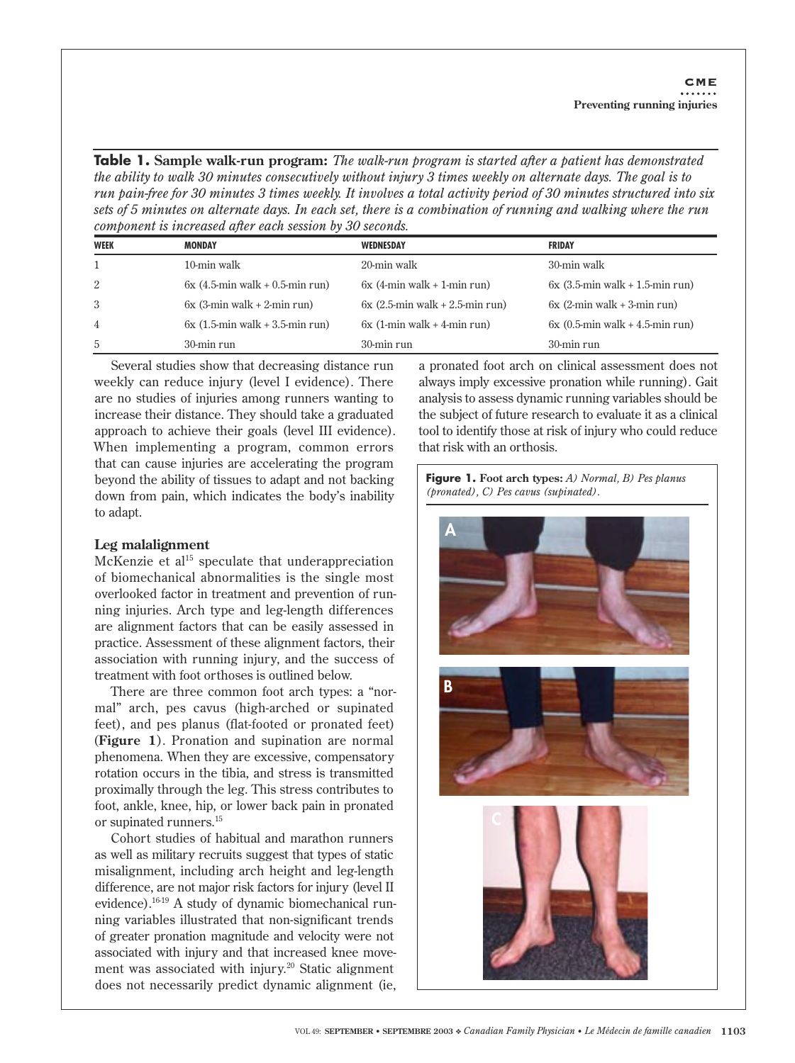**Table 1. Sample walk-run program:** *The walk-run program is started after a patient has demonstrated the ability to walk 30 minutes consecutively without injury 3 times weekly on alternate days. The goal is to run pain-free for 30 minutes 3 times weekly. It involves a total activity period of 30 minutes structured into six sets of 5 minutes on alternate days. In each set, there is a combination of running and walking where the run component is increased after each session by 30 seconds.*

| WEEK | MONDAY | WEDNESDAY | FRIDAY |
|---|---|---|---|
| 1 | 10-min walk | 20-min walk | 30-min walk |
| 2 | 6x (4.5-min walk + 0.5-min run) | 6x (4-min walk + 1-min run) | 6x (3.5-min walk + 1.5-min run) |
| 3 | 6x (3-min walk + 2-min run) | 6x (2.5-min walk + 2.5-min run) | 6x (2-min walk + 3-min run) |
| 4 | 6x (1.5-min walk + 3.5-min run) | 6x (1-min walk + 4-min run) | 6x (0.5-min walk + 4.5-min run) |
| 5 | 30-min run | 30-min run | 30-min run |

Several studies show that decreasing distance run weekly can reduce injury (level I evidence). There are no studies of injuries among runners wanting to increase their distance. They should take a graduated approach to achieve their goals (level III evidence). When implementing a program, common errors that can cause injuries are accelerating the program beyond the ability of tissues to adapt and not backing down from pain, which indicates the body's inability to adapt.

### Leg malalignment

McKenzie et al[15] speculate that underappreciation of biomechanical abnormalities is the single most overlooked factor in treatment and prevention of running injuries. Arch type and leg-length differences are alignment factors that can be easily assessed in practice. Assessment of these alignment factors, their association with running injury, and the success of treatment with foot orthoses is outlined below.

There are three common foot arch types: a "normal" arch, pes cavus (high-arched or supinated feet), and pes planus (flat-footed or pronated feet) (**Figure 1**). Pronation and supination are normal phenomena. When they are excessive, compensatory rotation occurs in the tibia, and stress is transmitted proximally through the leg. This stress contributes to foot, ankle, knee, hip, or lower back pain in pronated or supinated runners.[15]

Cohort studies of habitual and marathon runners as well as military recruits suggest that types of static misalignment, including arch height and leg-length difference, are not major risk factors for injury (level II evidence).[16-19] A study of dynamic biomechanical running variables illustrated that non-significant trends of greater pronation magnitude and velocity were not associated with injury and that increased knee movement was associated with injury.[20] Static alignment does not necessarily predict dynamic alignment (ie, a pronated foot arch on clinical assessment does not always imply excessive pronation while running). Gait analysis to assess dynamic running variables should be the subject of future research to evaluate it as a clinical tool to identify those at risk of injury who could reduce that risk with an orthosis.

**Figure 1.** Foot arch types: *A) Normal, B) Pes planus (pronated), C) Pes cavus (supinated).*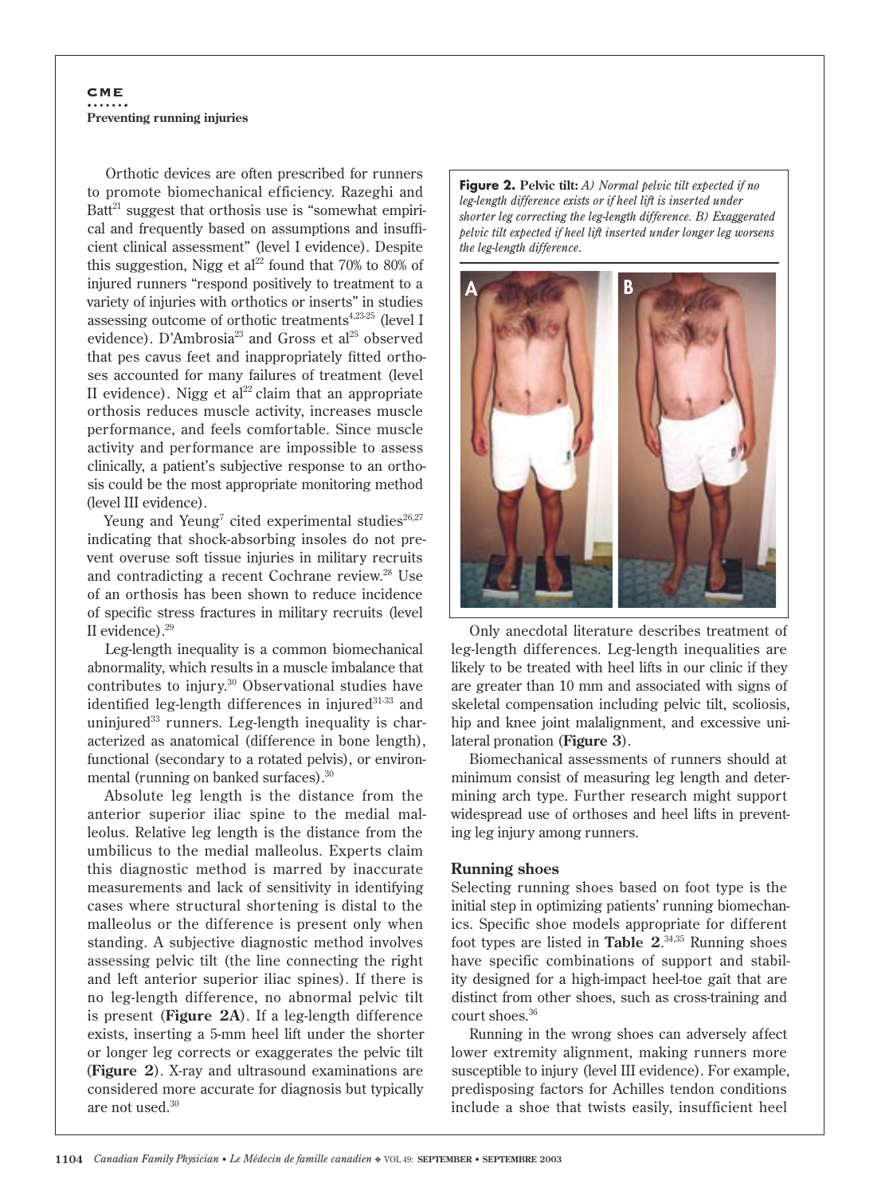Orthotic devices are often prescribed for runners to promote biomechanical efficiency. Razeghi and Batt[21] suggest that orthosis use is "somewhat empirical and frequently based on assumptions and insufficient clinical assessment" (level I evidence). Despite this suggestion, Nigg et al[22] found that 70% to 80% of injured runners "respond positively to treatment to a variety of injuries with orthotics or inserts" in studies assessing outcome of orthotic treatments[4,23-25] (level I evidence). D'Ambrosia[23] and Gross et al[25] observed that pes cavus feet and inappropriately fitted orthoses accounted for many failures of treatment (level II evidence). Nigg et al[22] claim that an appropriate orthosis reduces muscle activity, increases muscle performance, and feels comfortable. Since muscle activity and performance are impossible to assess clinically, a patient's subjective response to an orthosis could be the most appropriate monitoring method (level III evidence).

Yeung and Yeung[7] cited experimental studies[26,27] indicating that shock-absorbing insoles do not prevent overuse soft tissue injuries in military recruits and contradicting a recent Cochrane review.[28] Use of an orthosis has been shown to reduce incidence of specific stress fractures in military recruits (level II evidence).[29]

Leg-length inequality is a common biomechanical abnormality, which results in a muscle imbalance that contributes to injury.[30] Observational studies have identified leg-length differences in injured[31-33] and uninjured[33] runners. Leg-length inequality is characterized as anatomical (difference in bone length), functional (secondary to a rotated pelvis), or environmental (running on banked surfaces).[30]

Absolute leg length is the distance from the anterior superior iliac spine to the medial malleolus. Relative leg length is the distance from the umbilicus to the medial malleolus. Experts claim this diagnostic method is marred by inaccurate measurements and lack of sensitivity in identifying cases where structural shortening is distal to the malleolus or the difference is present only when standing. A subjective diagnostic method involves assessing pelvic tilt (the line connecting the right and left anterior superior iliac spines). If there is no leg-length difference, no abnormal pelvic tilt is present (**Figure 2A**). If a leg-length difference exists, inserting a 5-mm heel lift under the shorter or longer leg corrects or exaggerates the pelvic tilt (**Figure 2**). X-ray and ultrasound examinations are considered more accurate for diagnosis but typically are not used.[30]

**Figure 2. Pelvic tilt:** *A) Normal pelvic tilt expected if no leg-length difference exists or if heel lift is inserted under shorter leg correcting the leg-length difference. B) Exaggerated pelvic tilt expected if heel lift inserted under longer leg worsens the leg-length difference.*

Only anecdotal literature describes treatment of leg-length differences. Leg-length inequalities are likely to be treated with heel lifts in our clinic if they are greater than 10 mm and associated with signs of skeletal compensation including pelvic tilt, scoliosis, hip and knee joint malalignment, and excessive unilateral pronation (**Figure 3**).

Biomechanical assessments of runners should at minimum consist of measuring leg length and determining arch type. Further research might support widespread use of orthoses and heel lifts in preventing leg injury among runners.

### Running shoes

Selecting running shoes based on foot type is the initial step in optimizing patients' running biomechanics. Specific shoe models appropriate for different foot types are listed in **Table 2**.[34,35] Running shoes have specific combinations of support and stability designed for a high-impact heel-toe gait that are distinct from other shoes, such as cross-training and court shoes.[36]

Running in the wrong shoes can adversely affect lower extremity alignment, making runners more susceptible to injury (level III evidence). For example, predisposing factors for Achilles tendon conditions include a shoe that twists easily, insufficient heel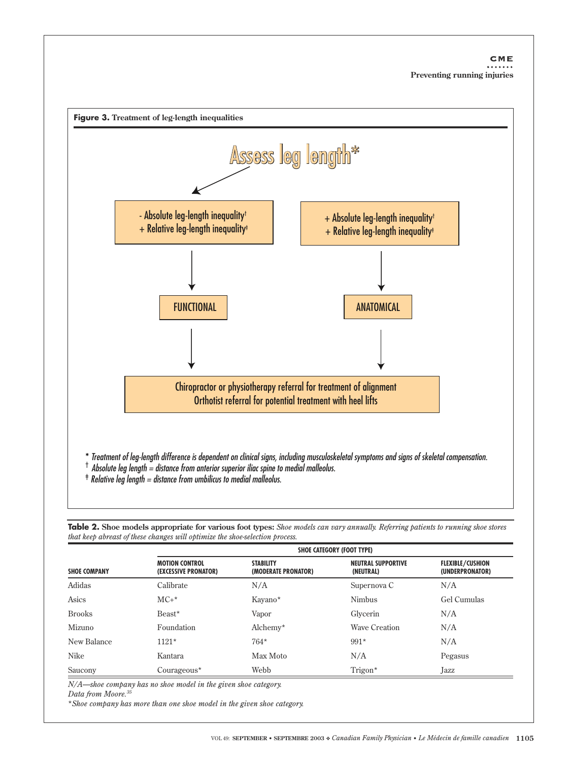**Figure 3.** Treatment of leg-length inequalities

Assess leg length*

- Absolute leg-length inequality† / + Relative leg-length inequality‡ → FUNCTIONAL
+ Absolute leg-length inequality† / + Relative leg-length inequality‡ → ANATOMICAL

Chiropractor or physiotherapy referral for treatment of alignment
Orthotist referral for potential treatment with heel lifts

*\* Treatment of leg-length difference is dependent on clinical signs, including musculoskeletal symptoms and signs of skeletal compensation.*
*† Absolute leg length = distance from anterior superior iliac spine to medial malleolus.*
*‡ Relative leg length = distance from umbilicus to medial malleolus.*

**Table 2.** **Shoe models appropriate for various foot types:** *Shoe models can vary annually. Referring patients to running shoe stores that keep abreast of these changes will optimize the shoe-selection process.*

| | SHOE CATEGORY (FOOT TYPE) | | | |
|---|---|---|---|---|
| SHOE COMPANY | MOTION CONTROL (EXCESSIVE PRONATOR) | STABILITY (MODERATE PRONATOR) | NEUTRAL SUPPORTIVE (NEUTRAL) | FLEXIBLE/CUSHION (UNDERPRONATOR) |
| Adidas | Calibrate | N/A | Supernova C | N/A |
| Asics | MC+* | Kayano* | Nimbus | Gel Cumulas |
| Brooks | Beast* | Vapor | Glycerin | N/A |
| Mizuno | Foundation | Alchemy* | Wave Creation | N/A |
| New Balance | 1121* | 764* | 991* | N/A |
| Nike | Kantara | Max Moto | N/A | Pegasus |
| Saucony | Courageous* | Webb | Trigon* | Jazz |

*N/A—shoe company has no shoe model in the given shoe category.*
*Data from Moore.[35]*
*\*Shoe company has more than one shoe model in the given shoe category.*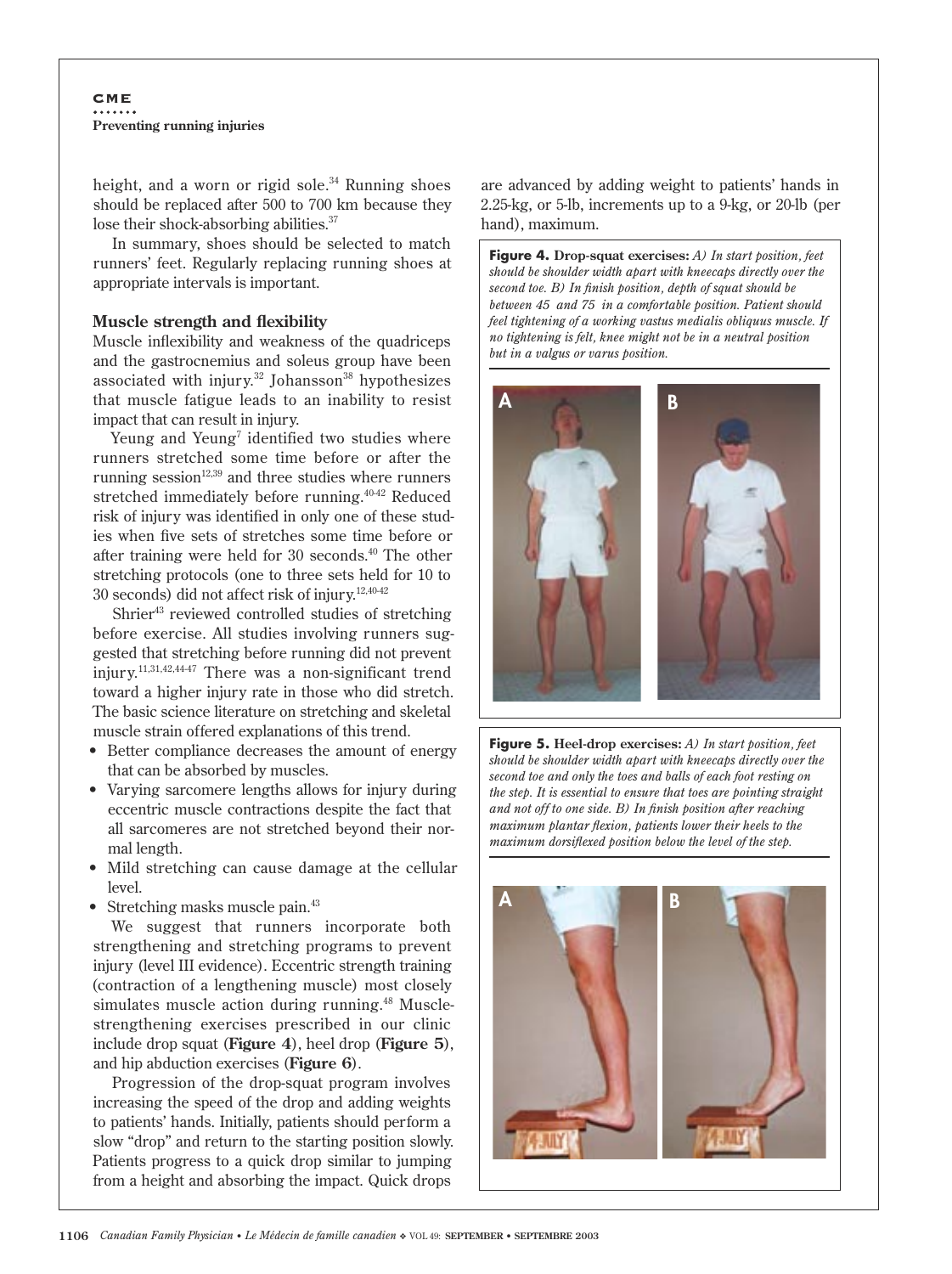height, and a worn or rigid sole.[34] Running shoes should be replaced after 500 to 700 km because they lose their shock-absorbing abilities.[37]

In summary, shoes should be selected to match runners' feet. Regularly replacing running shoes at appropriate intervals is important.

### Muscle strength and flexibility

Muscle inflexibility and weakness of the quadriceps and the gastrocnemius and soleus group have been associated with injury.[32] Johansson[38] hypothesizes that muscle fatigue leads to an inability to resist impact that can result in injury.

Yeung and Yeung[7] identified two studies where runners stretched some time before or after the running session[12,39] and three studies where runners stretched immediately before running.[40-42] Reduced risk of injury was identified in only one of these studies when five sets of stretches some time before or after training were held for 30 seconds.[40] The other stretching protocols (one to three sets held for 10 to 30 seconds) did not affect risk of injury.[12,40-42]

Shrier[43] reviewed controlled studies of stretching before exercise. All studies involving runners suggested that stretching before running did not prevent injury.[11,31,42,44-47] There was a non-significant trend toward a higher injury rate in those who did stretch. The basic science literature on stretching and skeletal muscle strain offered explanations of this trend.

- Better compliance decreases the amount of energy that can be absorbed by muscles.
- Varying sarcomere lengths allows for injury during eccentric muscle contractions despite the fact that all sarcomeres are not stretched beyond their normal length.
- Mild stretching can cause damage at the cellular level.
- Stretching masks muscle pain.[43]

We suggest that runners incorporate both strengthening and stretching programs to prevent injury (level III evidence). Eccentric strength training (contraction of a lengthening muscle) most closely simulates muscle action during running.[48] Muscle-strengthening exercises prescribed in our clinic include drop squat (**Figure 4**), heel drop (**Figure 5**), and hip abduction exercises (**Figure 6**).

Progression of the drop-squat program involves increasing the speed of the drop and adding weights to patients' hands. Initially, patients should perform a slow "drop" and return to the starting position slowly. Patients progress to a quick drop similar to jumping from a height and absorbing the impact. Quick drops are advanced by adding weight to patients' hands in 2.25-kg, or 5-lb, increments up to a 9-kg, or 20-lb (per hand), maximum.

**Figure 4.** **Drop-squat exercises:** *A) In start position, feet should be shoulder width apart with kneecaps directly over the second toe. B) In finish position, depth of squat should be between 45 and 75 in a comfortable position. Patient should feel tightening of a working vastus medialis obliquus muscle. If no tightening is felt, knee might not be in a neutral position but in a valgus or varus position.*

**Figure 5.** **Heel-drop exercises:** *A) In start position, feet should be shoulder width apart with kneecaps directly over the second toe and only the toes and balls of each foot resting on the step. It is essential to ensure that toes are pointing straight and not off to one side. B) In finish position after reaching maximum plantar flexion, patients lower their heels to the maximum dorsiflexed position below the level of the step.*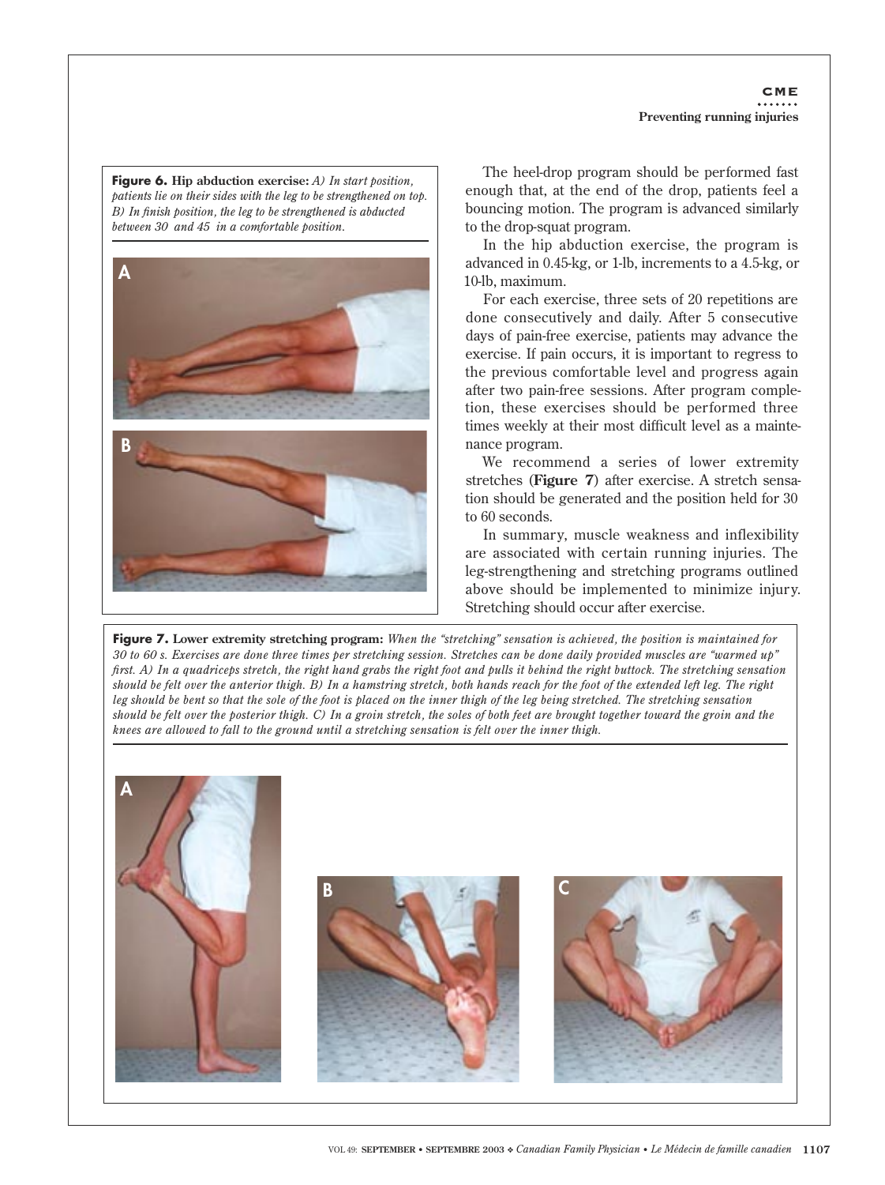**Figure 6.** **Hip abduction exercise:** *A) In start position, patients lie on their sides with the leg to be strengthened on top. B) In finish position, the leg to be strengthened is abducted between 30 and 45 in a comfortable position.*

The heel-drop program should be performed fast enough that, at the end of the drop, patients feel a bouncing motion. The program is advanced similarly to the drop-squat program.

In the hip abduction exercise, the program is advanced in 0.45-kg, or 1-lb, increments to a 4.5-kg, or 10-lb, maximum.

For each exercise, three sets of 20 repetitions are done consecutively and daily. After 5 consecutive days of pain-free exercise, patients may advance the exercise. If pain occurs, it is important to regress to the previous comfortable level and progress again after two pain-free sessions. After program completion, these exercises should be performed three times weekly at their most difficult level as a maintenance program.

We recommend a series of lower extremity stretches (**Figure 7**) after exercise. A stretch sensation should be generated and the position held for 30 to 60 seconds.

In summary, muscle weakness and inflexibility are associated with certain running injuries. The leg-strengthening and stretching programs outlined above should be implemented to minimize injury. Stretching should occur after exercise.

**Figure 7.** **Lower extremity stretching program:** *When the "stretching" sensation is achieved, the position is maintained for 30 to 60 s. Exercises are done three times per stretching session. Stretches can be done daily provided muscles are "warmed up" first. A) In a quadriceps stretch, the right hand grabs the right foot and pulls it behind the right buttock. The stretching sensation should be felt over the anterior thigh. B) In a hamstring stretch, both hands reach for the foot of the extended left leg. The right leg should be bent so that the sole of the foot is placed on the inner thigh of the leg being stretched. The stretching sensation should be felt over the posterior thigh. C) In a groin stretch, the soles of both feet are brought together toward the groin and the knees are allowed to fall to the ground until a stretching sensation is felt over the inner thigh.*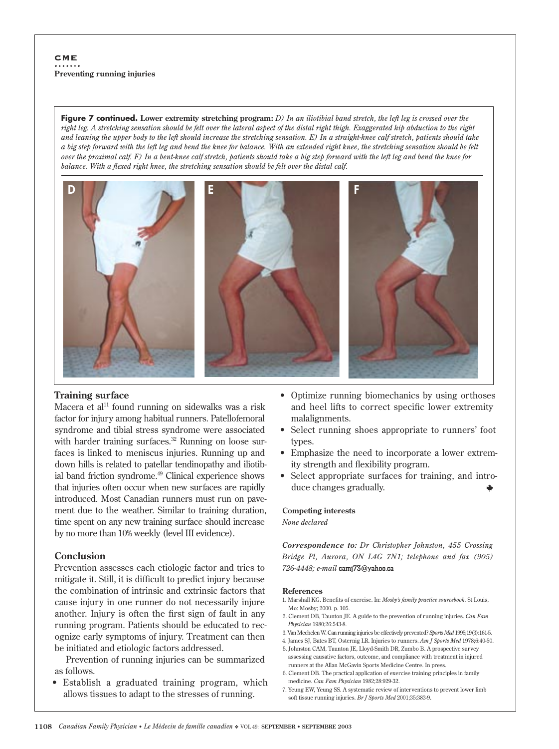**Figure 7 continued. Lower extremity stretching program:** *D) In an iliotibial band stretch, the left leg is crossed over the right leg. A stretching sensation should be felt over the lateral aspect of the distal right thigh. Exaggerated hip abduction to the right and leaning the upper body to the left should increase the stretching sensation. E) In a straight-knee calf stretch, patients should take a big step forward with the left leg and bend the knee for balance. With an extended right knee, the stretching sensation should be felt over the proximal calf. F) In a bent-knee calf stretch, patients should take a big step forward with the left leg and bend the knee for balance. With a flexed right knee, the stretching sensation should be felt over the distal calf.*

### Training surface

Macera et al[11] found running on sidewalks was a risk factor for injury among habitual runners. Patellofemoral syndrome and tibial stress syndrome were associated with harder training surfaces.[32] Running on loose surfaces is linked to meniscus injuries. Running up and down hills is related to patellar tendinopathy and iliotibial band friction syndrome.[49] Clinical experience shows that injuries often occur when new surfaces are rapidly introduced. Most Canadian runners must run on pavement due to the weather. Similar to training duration, time spent on any new training surface should increase by no more than 10% weekly (level III evidence).

### Conclusion

Prevention assesses each etiologic factor and tries to mitigate it. Still, it is difficult to predict injury because the combination of intrinsic and extrinsic factors that cause injury in one runner do not necessarily injure another. Injury is often the first sign of fault in any running program. Patients should be educated to recognize early symptoms of injury. Treatment can then be initiated and etiologic factors addressed.

Prevention of running injuries can be summarized as follows.

- Establish a graduated training program, which allows tissues to adapt to the stresses of running.
- Optimize running biomechanics by using orthoses and heel lifts to correct specific lower extremity malalignments.
- Select running shoes appropriate to runners' foot types.
- Emphasize the need to incorporate a lower extremity strength and flexibility program.
- Select appropriate surfaces for training, and introduce changes gradually.

**Competing interests**

*None declared*

***Correspondence to:** Dr Christopher Johnston, 455 Crossing Bridge Pl, Aurora, ON L4G 7N1; telephone and fax (905) 726-4448; e-mail* camj73@yahoo.ca

**References**

1. Marshall KG. Benefits of exercise. In: *Mosby's family practice sourcebook*. St Louis, Mo: Mosby; 2000. p. 105.
2. Clement DB, Taunton JE. A guide to the prevention of running injuries. *Can Fam Physician* 1980;26:543-8.
3. Van Mechelen W. Can running injuries be effectively prevented? *Sports Med* 1995;19(3):161-5.
4. James SJ, Bates BT, Osternig LR. Injuries to runners. *Am J Sports Med* 1978;6:40-50.
5. Johnston CAM, Taunton JE, Lloyd-Smith DR, Zumbo B. A prospective survey assessing causative factors, outcome, and compliance with treatment in injured runners at the Allan McGavin Sports Medicine Centre. In press.
6. Clement DB. The practical application of exercise training principles in family medicine. *Can Fam Physician* 1982;28:929-32.
7. Yeung EW, Yeung SS. A systematic review of interventions to prevent lower limb soft tissue running injuries. *Br J Sports Med* 2001;35:383-9.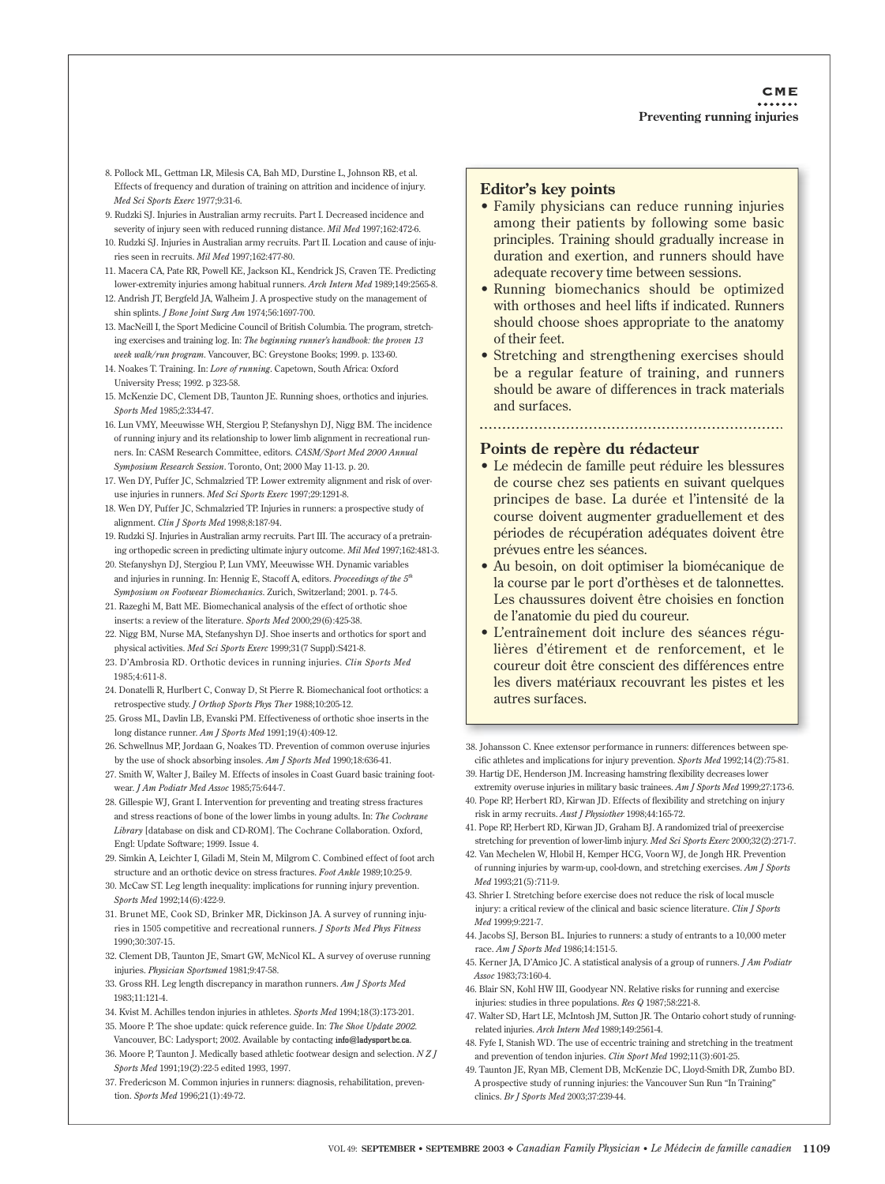8. Pollock ML, Gettman LR, Milesis CA, Bah MD, Durstine L, Johnson RB, et al. Effects of frequency and duration of training on attrition and incidence of injury. *Med Sci Sports Exerc* 1977;9:31-6.
9. Rudzki SJ. Injuries in Australian army recruits. Part I. Decreased incidence and severity of injury seen with reduced running distance. *Mil Med* 1997;162:472-6.
10. Rudzki SJ. Injuries in Australian army recruits. Part II. Location and cause of injuries seen in recruits. *Mil Med* 1997;162:477-80.
11. Macera CA, Pate RR, Powell KE, Jackson KL, Kendrick JS, Craven TE. Predicting lower-extremity injuries among habitual runners. *Arch Intern Med* 1989;149:2565-8.
12. Andrish JT, Bergfeld JA, Walheim J. A prospective study on the management of shin splints. *J Bone Joint Surg Am* 1974;56:1697-700.
13. MacNeill I, the Sport Medicine Council of British Columbia. The program, stretching exercises and training log. In: *The beginning runner's handbook: the proven 13 week walk/run program*. Vancouver, BC: Greystone Books; 1999. p. 133-60.
14. Noakes T. Training. In: *Lore of running*. Capetown, South Africa: Oxford University Press; 1992. p 323-58.
15. McKenzie DC, Clement DB, Taunton JE. Running shoes, orthotics and injuries. *Sports Med* 1985;2:334-47.
16. Lun VMY, Meeuwisse WH, Stergiou P, Stefanyshyn DJ, Nigg BM. The incidence of running injury and its relationship to lower limb alignment in recreational runners. In: CASM Research Committee, editors. *CASM/Sport Med 2000 Annual Symposium Research Session*. Toronto, Ont; 2000 May 11-13. p. 20.
17. Wen DY, Puffer JC, Schmalzried TP. Lower extremity alignment and risk of overuse injuries in runners. *Med Sci Sports Exerc* 1997;29:1291-8.
18. Wen DY, Puffer JC, Schmalzried TP. Injuries in runners: a prospective study of alignment. *Clin J Sports Med* 1998;8:187-94.
19. Rudzki SJ. Injuries in Australian army recruits. Part III. The accuracy of a pretraining orthopedic screen in predicting ultimate injury outcome. *Mil Med* 1997;162:481-3.
20. Stefanyshyn DJ, Stergiou P, Lun VMY, Meeuwisse WH. Dynamic variables and injuries in running. In: Hennig E, Stacoff A, editors. *Proceedings of the 5th Symposium on Footwear Biomechanics*. Zurich, Switzerland; 2001. p. 74-5.
21. Razeghi M, Batt ME. Biomechanical analysis of the effect of orthotic shoe inserts: a review of the literature. *Sports Med* 2000;29(6):425-38.
22. Nigg BM, Nurse MA, Stefanyshyn DJ. Shoe inserts and orthotics for sport and physical activities. *Med Sci Sports Exerc* 1999;31(7 Suppl):S421-8.
23. D'Ambrosia RD. Orthotic devices in running injuries. *Clin Sports Med* 1985;4:611-8.
24. Donatelli R, Hurlbert C, Conway D, St Pierre R. Biomechanical foot orthotics: a retrospective study. *J Orthop Sports Phys Ther* 1988;10:205-12.
25. Gross ML, Davlin LB, Evanski PM. Effectiveness of orthotic shoe inserts in the long distance runner. *Am J Sports Med* 1991;19(4):409-12.
26. Schwellnus MP, Jordaan G, Noakes TD. Prevention of common overuse injuries by the use of shock absorbing insoles. *Am J Sports Med* 1990;18:636-41.
27. Smith W, Walter J, Bailey M. Effects of insoles in Coast Guard basic training footwear. *J Am Podiatr Med Assoc* 1985;75:644-7.
28. Gillespie WJ, Grant I. Intervention for preventing and treating stress fractures and stress reactions of bone of the lower limbs in young adults. In: *The Cochrane Library* [database on disk and CD-ROM]. The Cochrane Collaboration. Oxford, Engl: Update Software; 1999. Issue 4.
29. Simkin A, Leichter I, Giladi M, Stein M, Milgrom C. Combined effect of foot arch structure and an orthotic device on stress fractures. *Foot Ankle* 1989;10:25-9.
30. McCaw ST. Leg length inequality: implications for running injury prevention. *Sports Med* 1992;14(6):422-9.
31. Brunet ME, Cook SD, Brinker MR, Dickinson JA. A survey of running injuries in 1505 competitive and recreational runners. *J Sports Med Phys Fitness* 1990;30:307-15.
32. Clement DB, Taunton JE, Smart GW, McNicol KL. A survey of overuse running injuries. *Physician Sportsmed* 1981;9:47-58.
33. Gross RH. Leg length discrepancy in marathon runners. *Am J Sports Med* 1983;11:121-4.
34. Kvist M. Achilles tendon injuries in athletes. *Sports Med* 1994;18(3):173-201.
35. Moore P. The shoe update: quick reference guide. In: *The Shoe Update 2002*. Vancouver, BC: Ladysport; 2002. Available by contacting info@ladysport.bc.ca.
36. Moore P, Taunton J. Medically based athletic footwear design and selection. *N Z J Sports Med* 1991;19(2):22-5 edited 1993, 1997.
37. Fredericson M. Common injuries in runners: diagnosis, rehabilitation, prevention. *Sports Med* 1996;21(1):49-72.

## Editor's key points

- Family physicians can reduce running injuries among their patients by following some basic principles. Training should gradually increase in duration and exertion, and runners should have adequate recovery time between sessions.
- Running biomechanics should be optimized with orthoses and heel lifts if indicated. Runners should choose shoes appropriate to the anatomy of their feet.
- Stretching and strengthening exercises should be a regular feature of training, and runners should be aware of differences in track materials and surfaces.

## Points de repère du rédacteur

- Le médecin de famille peut réduire les blessures de course chez ses patients en suivant quelques principes de base. La durée et l'intensité de la course doivent augmenter graduellement et des périodes de récupération adéquates doivent être prévues entre les séances.
- Au besoin, on doit optimiser la biomécanique de la course par le port d'orthèses et de talonnettes. Les chaussures doivent être choisies en fonction de l'anatomie du pied du coureur.
- L'entraînement doit inclure des séances régulières d'étirement et de renforcement, et le coureur doit être conscient des différences entre les divers matériaux recouvrant les pistes et les autres surfaces.

38. Johansson C. Knee extensor performance in runners: differences between specific athletes and implications for injury prevention. *Sports Med* 1992;14(2):75-81.
39. Hartig DE, Henderson JM. Increasing hamstring flexibility decreases lower extremity overuse injuries in military basic trainees. *Am J Sports Med* 1999;27:173-6.
40. Pope RP, Herbert RD, Kirwan JD. Effects of flexibility and stretching on injury risk in army recruits. *Aust J Physiother* 1998;44:165-72.
41. Pope RP, Herbert RD, Kirwan JD, Graham BJ. A randomized trial of preexercise stretching for prevention of lower-limb injury. *Med Sci Sports Exerc* 2000;32(2):271-7.
42. Van Mechelen W, Hlobil H, Kemper HCG, Voorn WJ, de Jongh HR. Prevention of running injuries by warm-up, cool-down, and stretching exercises. *Am J Sports Med* 1993;21(5):711-9.
43. Shrier I. Stretching before exercise does not reduce the risk of local muscle injury: a critical review of the clinical and basic science literature. *Clin J Sports Med* 1999;9:221-7.
44. Jacobs SJ, Berson BL. Injuries to runners: a study of entrants to a 10,000 meter race. *Am J Sports Med* 1986;14:151-5.
45. Kerner JA, D'Amico JC. A statistical analysis of a group of runners. *J Am Podiatr Assoc* 1983;73:160-4.
46. Blair SN, Kohl HW III, Goodyear NN. Relative risks for running and exercise injuries: studies in three populations. *Res Q* 1987;58:221-8.
47. Walter SD, Hart LE, McIntosh JM, Sutton JR. The Ontario cohort study of running-related injuries. *Arch Intern Med* 1989;149:2561-4.
48. Fyfe I, Stanish WD. The use of eccentric training and stretching in the treatment and prevention of tendon injuries. *Clin Sport Med* 1992;11(3):601-25.
49. Taunton JE, Ryan MB, Clement DB, McKenzie DC, Lloyd-Smith DR, Zumbo BD. A prospective study of running injuries: the Vancouver Sun Run "In Training" clinics. *Br J Sports Med* 2003;37:239-44.